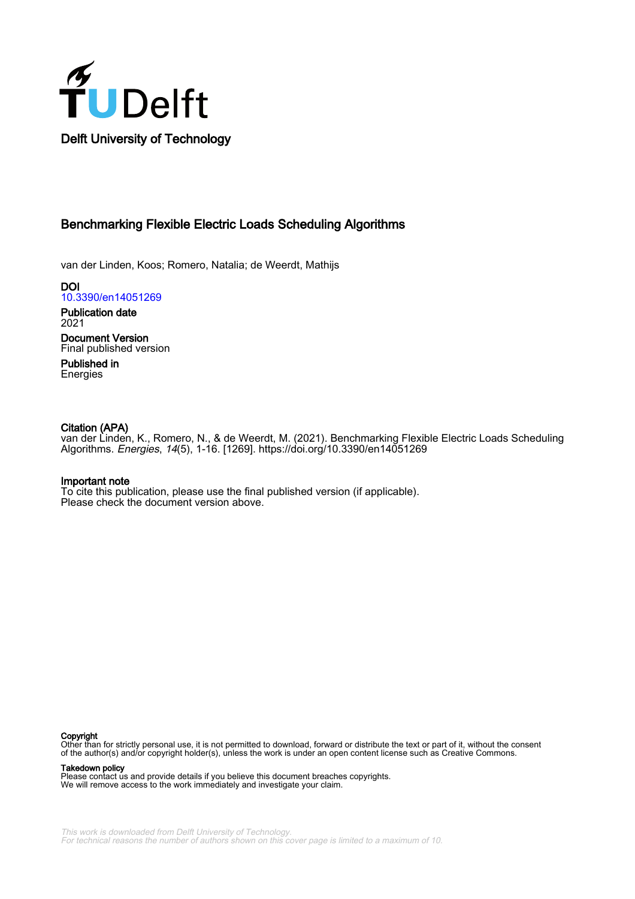Delft University of Technology

# Benchmarking Flexible Electric Loads Scheduling Algorithms

van der Linden, Koos; Romero, Natalia; de Weerdt, Mathijs

**DOI**
10.3390/en14051269

**Publication date**
2021

**Document Version**
Final published version

**Published in**
Energies

**Citation (APA)**
van der Linden, K., Romero, N., & de Weerdt, M. (2021). Benchmarking Flexible Electric Loads Scheduling Algorithms. *Energies*, *14*(5), 1-16. [1269]. https://doi.org/10.3390/en14051269

**Important note**
To cite this publication, please use the final published version (if applicable).
Please check the document version above.

**Copyright**
Other than for strictly personal use, it is not permitted to download, forward or distribute the text or part of it, without the consent of the author(s) and/or copyright holder(s), unless the work is under an open content license such as Creative Commons.

**Takedown policy**
Please contact us and provide details if you believe this document breaches copyrights.
We will remove access to the work immediately and investigate your claim.

*This work is downloaded from Delft University of Technology.*
*For technical reasons the number of authors shown on this cover page is limited to a maximum of 10.*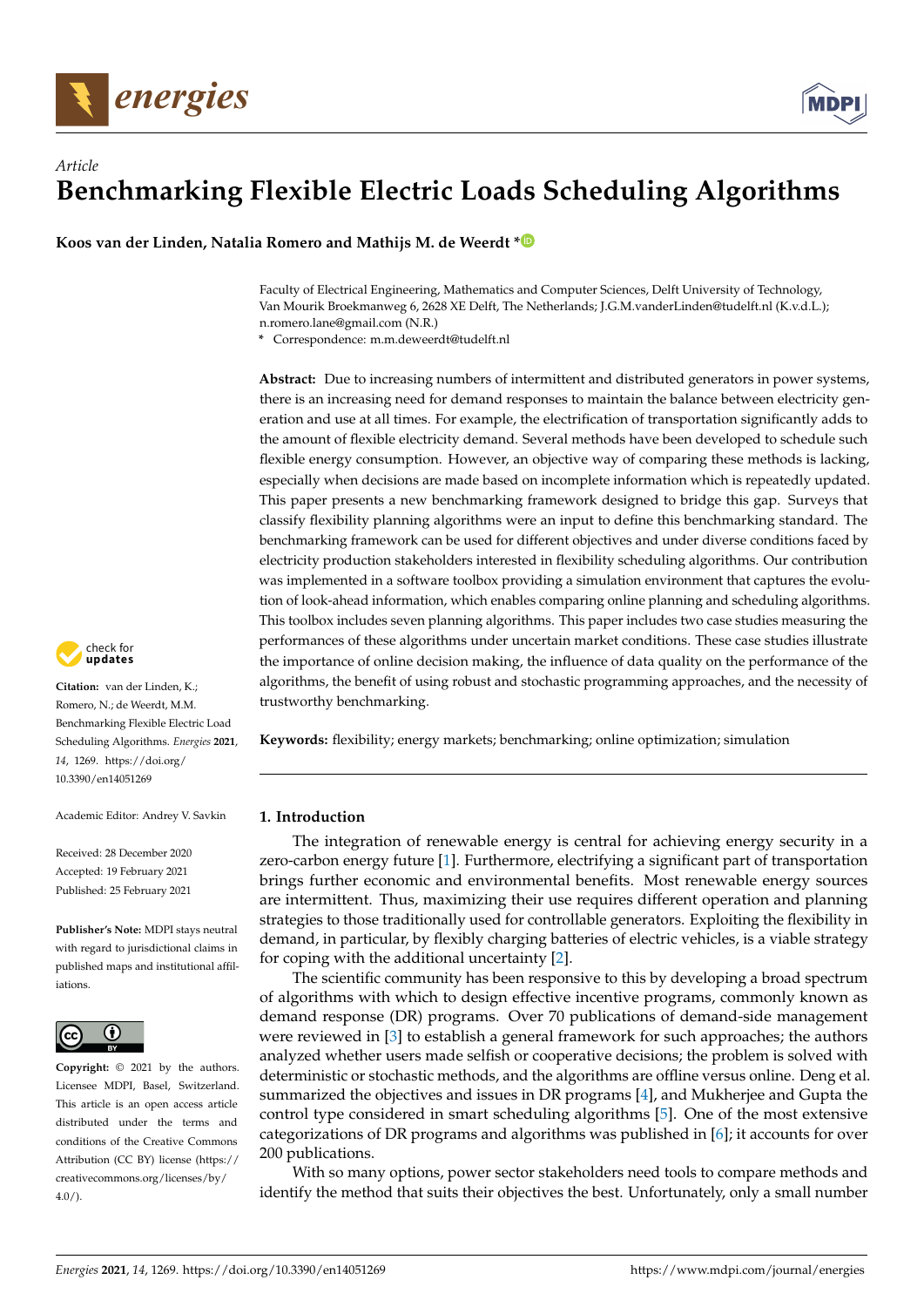# Article

# Benchmarking Flexible Electric Loads Scheduling Algorithms

**Koos van der Linden, Natalia Romero and Mathijs M. de Weerdt ***

Faculty of Electrical Engineering, Mathematics and Computer Sciences, Delft University of Technology, Van Mourik Broekmanweg 6, 2628 XE Delft, The Netherlands; J.G.M.vanderLinden@tudelft.nl (K.v.d.L.); n.romero.lane@gmail.com (N.R.)
* Correspondence: m.m.deweerdt@tudelft.nl

**Abstract:** Due to increasing numbers of intermittent and distributed generators in power systems, there is an increasing need for demand responses to maintain the balance between electricity generation and use at all times. For example, the electrification of transportation significantly adds to the amount of flexible electricity demand. Several methods have been developed to schedule such flexible energy consumption. However, an objective way of comparing these methods is lacking, especially when decisions are made based on incomplete information which is repeatedly updated. This paper presents a new benchmarking framework designed to bridge this gap. Surveys that classify flexibility planning algorithms were an input to define this benchmarking standard. The benchmarking framework can be used for different objectives and under diverse conditions faced by electricity production stakeholders interested in flexibility scheduling algorithms. Our contribution was implemented in a software toolbox providing a simulation environment that captures the evolution of look-ahead information, which enables comparing online planning and scheduling algorithms. This toolbox includes seven planning algorithms. This paper includes two case studies measuring the performances of these algorithms under uncertain market conditions. These case studies illustrate the importance of online decision making, the influence of data quality on the performance of the algorithms, the benefit of using robust and stochastic programming approaches, and the necessity of trustworthy benchmarking.

**Keywords:** flexibility; energy markets; benchmarking; online optimization; simulation

**Citation:** van der Linden, K.; Romero, N.; de Weerdt, M.M. Benchmarking Flexible Electric Load Scheduling Algorithms. *Energies* **2021**, *14*, 1269. https://doi.org/10.3390/en14051269

Academic Editor: Andrey V. Savkin

Received: 28 December 2020
Accepted: 19 February 2021
Published: 25 February 2021

**Publisher's Note:** MDPI stays neutral with regard to jurisdictional claims in published maps and institutional affiliations.

**Copyright:** © 2021 by the authors. Licensee MDPI, Basel, Switzerland. This article is an open access article distributed under the terms and conditions of the Creative Commons Attribution (CC BY) license (https://creativecommons.org/licenses/by/4.0/).

## 1. Introduction

The integration of renewable energy is central for achieving energy security in a zero-carbon energy future [1]. Furthermore, electrifying a significant part of transportation brings further economic and environmental benefits. Most renewable energy sources are intermittent. Thus, maximizing their use requires different operation and planning strategies to those traditionally used for controllable generators. Exploiting the flexibility in demand, in particular, by flexibly charging batteries of electric vehicles, is a viable strategy for coping with the additional uncertainty [2].

The scientific community has been responsive to this by developing a broad spectrum of algorithms with which to design effective incentive programs, commonly known as demand response (DR) programs. Over 70 publications of demand-side management were reviewed in [3] to establish a general framework for such approaches; the authors analyzed whether users made selfish or cooperative decisions; the problem is solved with deterministic or stochastic methods, and the algorithms are offline versus online. Deng et al. summarized the objectives and issues in DR programs [4], and Mukherjee and Gupta the control type considered in smart scheduling algorithms [5]. One of the most extensive categorizations of DR programs and algorithms was published in [6]; it accounts for over 200 publications.

With so many options, power sector stakeholders need tools to compare methods and identify the method that suits their objectives the best. Unfortunately, only a small number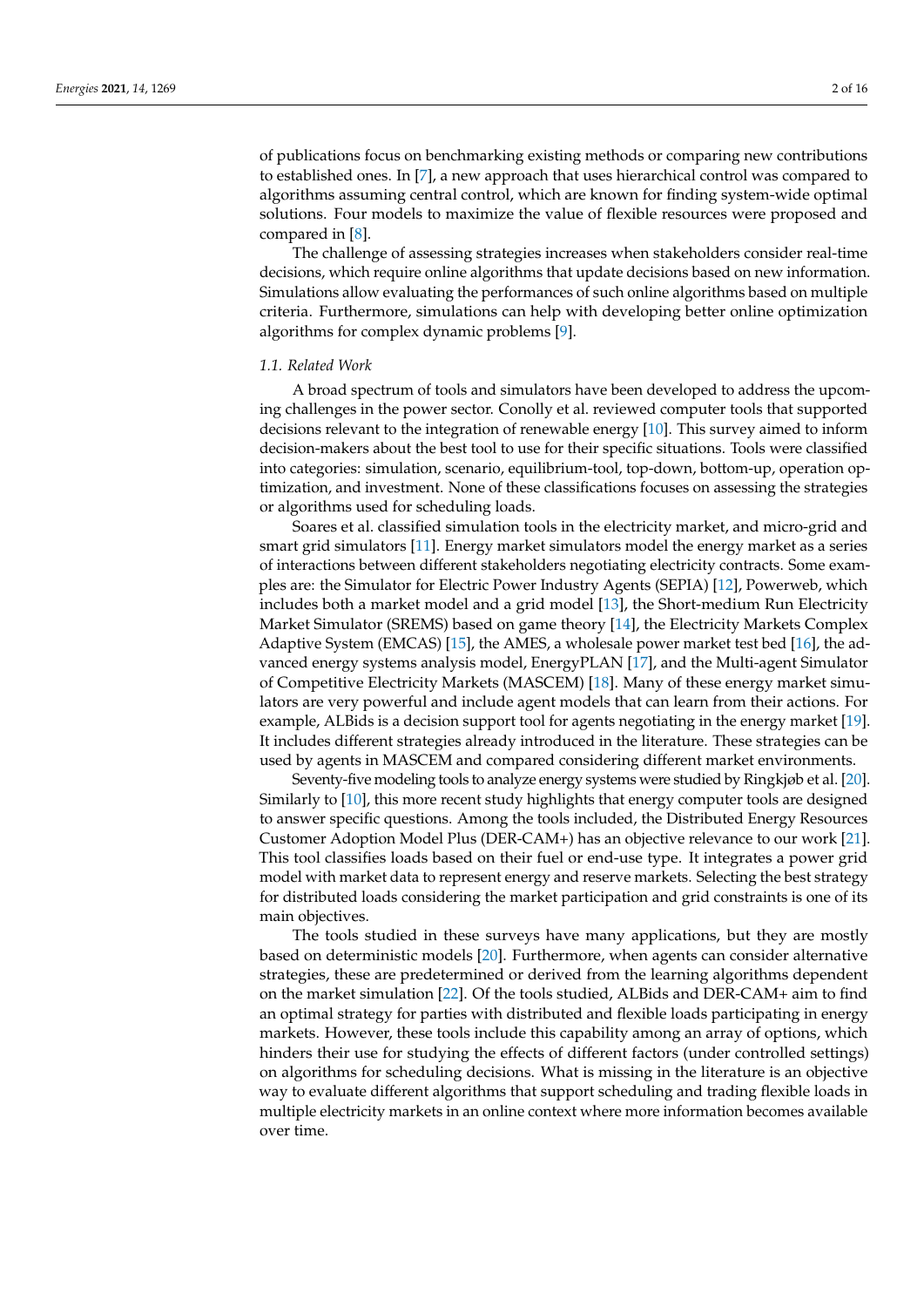of publications focus on benchmarking existing methods or comparing new contributions to established ones. In [7], a new approach that uses hierarchical control was compared to algorithms assuming central control, which are known for finding system-wide optimal solutions. Four models to maximize the value of flexible resources were proposed and compared in [8].

The challenge of assessing strategies increases when stakeholders consider real-time decisions, which require online algorithms that update decisions based on new information. Simulations allow evaluating the performances of such online algorithms based on multiple criteria. Furthermore, simulations can help with developing better online optimization algorithms for complex dynamic problems [9].

### *1.1. Related Work*

A broad spectrum of tools and simulators have been developed to address the upcoming challenges in the power sector. Conolly et al. reviewed computer tools that supported decisions relevant to the integration of renewable energy [10]. This survey aimed to inform decision-makers about the best tool to use for their specific situations. Tools were classified into categories: simulation, scenario, equilibrium-tool, top-down, bottom-up, operation optimization, and investment. None of these classifications focuses on assessing the strategies or algorithms used for scheduling loads.

Soares et al. classified simulation tools in the electricity market, and micro-grid and smart grid simulators [11]. Energy market simulators model the energy market as a series of interactions between different stakeholders negotiating electricity contracts. Some examples are: the Simulator for Electric Power Industry Agents (SEPIA) [12], Powerweb, which includes both a market model and a grid model [13], the Short-medium Run Electricity Market Simulator (SREMS) based on game theory [14], the Electricity Markets Complex Adaptive System (EMCAS) [15], the AMES, a wholesale power market test bed [16], the advanced energy systems analysis model, EnergyPLAN [17], and the Multi-agent Simulator of Competitive Electricity Markets (MASCEM) [18]. Many of these energy market simulators are very powerful and include agent models that can learn from their actions. For example, ALBids is a decision support tool for agents negotiating in the energy market [19]. It includes different strategies already introduced in the literature. These strategies can be used by agents in MASCEM and compared considering different market environments.

Seventy-five modeling tools to analyze energy systems were studied by Ringkjøb et al. [20]. Similarly to [10], this more recent study highlights that energy computer tools are designed to answer specific questions. Among the tools included, the Distributed Energy Resources Customer Adoption Model Plus (DER-CAM+) has an objective relevance to our work [21]. This tool classifies loads based on their fuel or end-use type. It integrates a power grid model with market data to represent energy and reserve markets. Selecting the best strategy for distributed loads considering the market participation and grid constraints is one of its main objectives.

The tools studied in these surveys have many applications, but they are mostly based on deterministic models [20]. Furthermore, when agents can consider alternative strategies, these are predetermined or derived from the learning algorithms dependent on the market simulation [22]. Of the tools studied, ALBids and DER-CAM+ aim to find an optimal strategy for parties with distributed and flexible loads participating in energy markets. However, these tools include this capability among an array of options, which hinders their use for studying the effects of different factors (under controlled settings) on algorithms for scheduling decisions. What is missing in the literature is an objective way to evaluate different algorithms that support scheduling and trading flexible loads in multiple electricity markets in an online context where more information becomes available over time.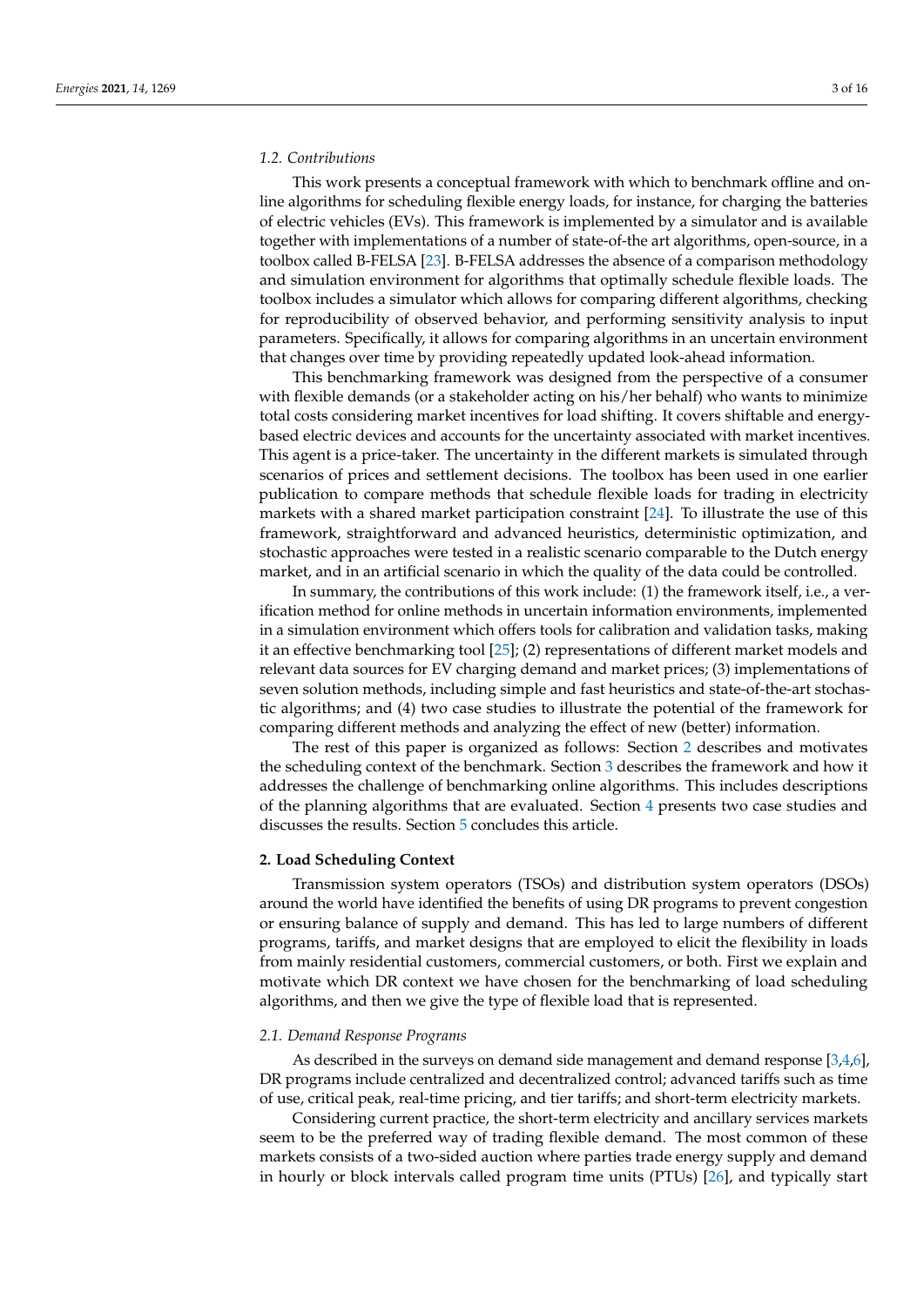### 1.2. Contributions

This work presents a conceptual framework with which to benchmark offline and online algorithms for scheduling flexible energy loads, for instance, for charging the batteries of electric vehicles (EVs). This framework is implemented by a simulator and is available together with implementations of a number of state-of-the art algorithms, open-source, in a toolbox called B-FELSA [23]. B-FELSA addresses the absence of a comparison methodology and simulation environment for algorithms that optimally schedule flexible loads. The toolbox includes a simulator which allows for comparing different algorithms, checking for reproducibility of observed behavior, and performing sensitivity analysis to input parameters. Specifically, it allows for comparing algorithms in an uncertain environment that changes over time by providing repeatedly updated look-ahead information.

This benchmarking framework was designed from the perspective of a consumer with flexible demands (or a stakeholder acting on his/her behalf) who wants to minimize total costs considering market incentives for load shifting. It covers shiftable and energy-based electric devices and accounts for the uncertainty associated with market incentives. This agent is a price-taker. The uncertainty in the different markets is simulated through scenarios of prices and settlement decisions. The toolbox has been used in one earlier publication to compare methods that schedule flexible loads for trading in electricity markets with a shared market participation constraint [24]. To illustrate the use of this framework, straightforward and advanced heuristics, deterministic optimization, and stochastic approaches were tested in a realistic scenario comparable to the Dutch energy market, and in an artificial scenario in which the quality of the data could be controlled.

In summary, the contributions of this work include: (1) the framework itself, i.e., a verification method for online methods in uncertain information environments, implemented in a simulation environment which offers tools for calibration and validation tasks, making it an effective benchmarking tool [25]; (2) representations of different market models and relevant data sources for EV charging demand and market prices; (3) implementations of seven solution methods, including simple and fast heuristics and state-of-the-art stochastic algorithms; and (4) two case studies to illustrate the potential of the framework for comparing different methods and analyzing the effect of new (better) information.

The rest of this paper is organized as follows: Section 2 describes and motivates the scheduling context of the benchmark. Section 3 describes the framework and how it addresses the challenge of benchmarking online algorithms. This includes descriptions of the planning algorithms that are evaluated. Section 4 presents two case studies and discusses the results. Section 5 concludes this article.

## 2. Load Scheduling Context

Transmission system operators (TSOs) and distribution system operators (DSOs) around the world have identified the benefits of using DR programs to prevent congestion or ensuring balance of supply and demand. This has led to large numbers of different programs, tariffs, and market designs that are employed to elicit the flexibility in loads from mainly residential customers, commercial customers, or both. First we explain and motivate which DR context we have chosen for the benchmarking of load scheduling algorithms, and then we give the type of flexible load that is represented.

### 2.1. Demand Response Programs

As described in the surveys on demand side management and demand response [3,4,6], DR programs include centralized and decentralized control; advanced tariffs such as time of use, critical peak, real-time pricing, and tier tariffs; and short-term electricity markets.

Considering current practice, the short-term electricity and ancillary services markets seem to be the preferred way of trading flexible demand. The most common of these markets consists of a two-sided auction where parties trade energy supply and demand in hourly or block intervals called program time units (PTUs) [26], and typically start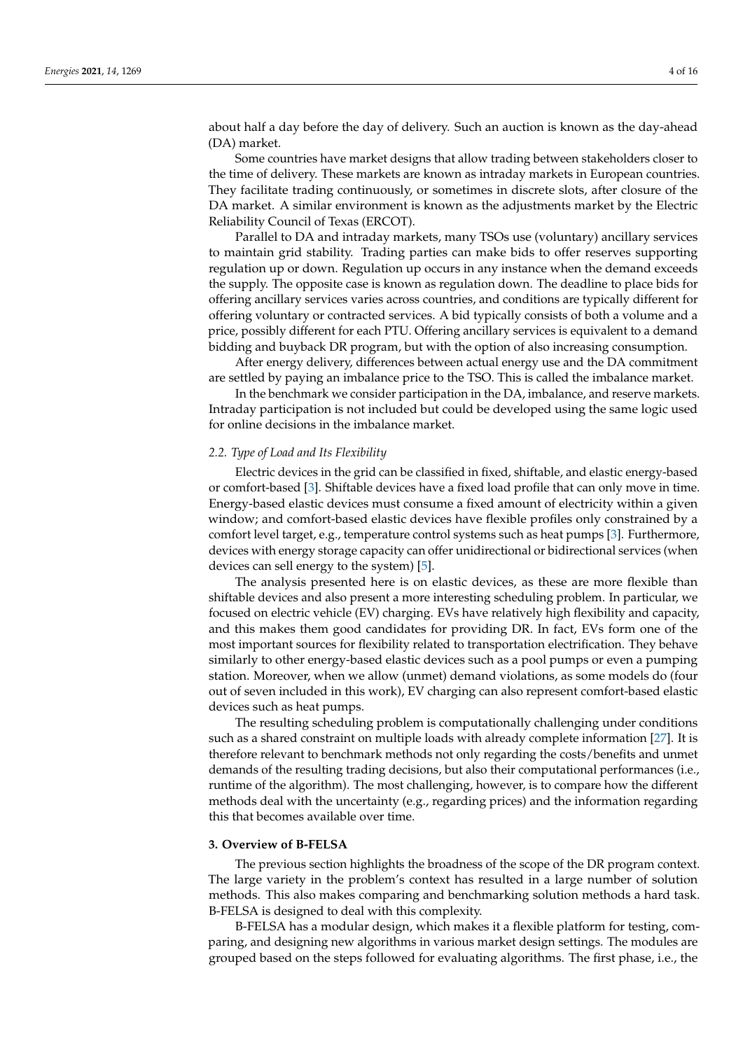about half a day before the day of delivery. Such an auction is known as the day-ahead (DA) market.

Some countries have market designs that allow trading between stakeholders closer to the time of delivery. These markets are known as intraday markets in European countries. They facilitate trading continuously, or sometimes in discrete slots, after closure of the DA market. A similar environment is known as the adjustments market by the Electric Reliability Council of Texas (ERCOT).

Parallel to DA and intraday markets, many TSOs use (voluntary) ancillary services to maintain grid stability. Trading parties can make bids to offer reserves supporting regulation up or down. Regulation up occurs in any instance when the demand exceeds the supply. The opposite case is known as regulation down. The deadline to place bids for offering ancillary services varies across countries, and conditions are typically different for offering voluntary or contracted services. A bid typically consists of both a volume and a price, possibly different for each PTU. Offering ancillary services is equivalent to a demand bidding and buyback DR program, but with the option of also increasing consumption.

After energy delivery, differences between actual energy use and the DA commitment are settled by paying an imbalance price to the TSO. This is called the imbalance market.

In the benchmark we consider participation in the DA, imbalance, and reserve markets. Intraday participation is not included but could be developed using the same logic used for online decisions in the imbalance market.

### 2.2. Type of Load and Its Flexibility

Electric devices in the grid can be classified in fixed, shiftable, and elastic energy-based or comfort-based [3]. Shiftable devices have a fixed load profile that can only move in time. Energy-based elastic devices must consume a fixed amount of electricity within a given window; and comfort-based elastic devices have flexible profiles only constrained by a comfort level target, e.g., temperature control systems such as heat pumps [3]. Furthermore, devices with energy storage capacity can offer unidirectional or bidirectional services (when devices can sell energy to the system) [5].

The analysis presented here is on elastic devices, as these are more flexible than shiftable devices and also present a more interesting scheduling problem. In particular, we focused on electric vehicle (EV) charging. EVs have relatively high flexibility and capacity, and this makes them good candidates for providing DR. In fact, EVs form one of the most important sources for flexibility related to transportation electrification. They behave similarly to other energy-based elastic devices such as a pool pumps or even a pumping station. Moreover, when we allow (unmet) demand violations, as some models do (four out of seven included in this work), EV charging can also represent comfort-based elastic devices such as heat pumps.

The resulting scheduling problem is computationally challenging under conditions such as a shared constraint on multiple loads with already complete information [27]. It is therefore relevant to benchmark methods not only regarding the costs/benefits and unmet demands of the resulting trading decisions, but also their computational performances (i.e., runtime of the algorithm). The most challenging, however, is to compare how the different methods deal with the uncertainty (e.g., regarding prices) and the information regarding this that becomes available over time.

## 3. Overview of B-FELSA

The previous section highlights the broadness of the scope of the DR program context. The large variety in the problem's context has resulted in a large number of solution methods. This also makes comparing and benchmarking solution methods a hard task. B-FELSA is designed to deal with this complexity.

B-FELSA has a modular design, which makes it a flexible platform for testing, comparing, and designing new algorithms in various market design settings. The modules are grouped based on the steps followed for evaluating algorithms. The first phase, i.e., the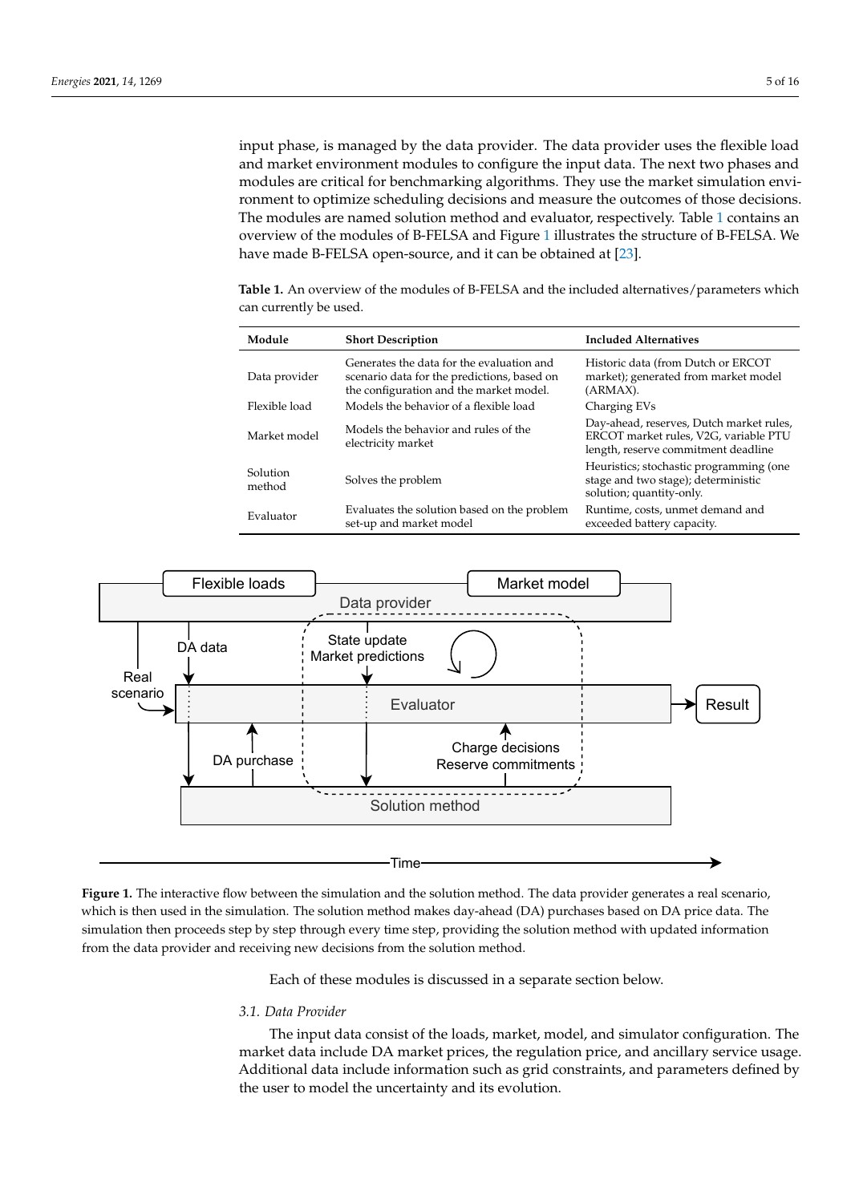input phase, is managed by the data provider. The data provider uses the flexible load and market environment modules to configure the input data. The next two phases and modules are critical for benchmarking algorithms. They use the market simulation environment to optimize scheduling decisions and measure the outcomes of those decisions. The modules are named solution method and evaluator, respectively. Table 1 contains an overview of the modules of B-FELSA and Figure 1 illustrates the structure of B-FELSA. We have made B-FELSA open-source, and it can be obtained at [23].

**Table 1.** An overview of the modules of B-FELSA and the included alternatives/parameters which can currently be used.

| Module | Short Description | Included Alternatives |
|---|---|---|
| Data provider | Generates the data for the evaluation and scenario data for the predictions, based on the configuration and the market model. | Historic data (from Dutch or ERCOT market); generated from market model (ARMAX). |
| Flexible load | Models the behavior of a flexible load | Charging EVs |
| Market model | Models the behavior and rules of the electricity market | Day-ahead, reserves, Dutch market rules, ERCOT market rules, V2G, variable PTU length, reserve commitment deadline |
| Solution method | Solves the problem | Heuristics; stochastic programming (one stage and two stage); deterministic solution; quantity-only. |
| Evaluator | Evaluates the solution based on the problem set-up and market model | Runtime, costs, unmet demand and exceeded battery capacity. |

**Figure 1.** The interactive flow between the simulation and the solution method. The data provider generates a real scenario, which is then used in the simulation. The solution method makes day-ahead (DA) purchases based on DA price data. The simulation then proceeds step by step through every time step, providing the solution method with updated information from the data provider and receiving new decisions from the solution method.

Each of these modules is discussed in a separate section below.

### 3.1. Data Provider

The input data consist of the loads, market, model, and simulator configuration. The market data include DA market prices, the regulation price, and ancillary service usage. Additional data include information such as grid constraints, and parameters defined by the user to model the uncertainty and its evolution.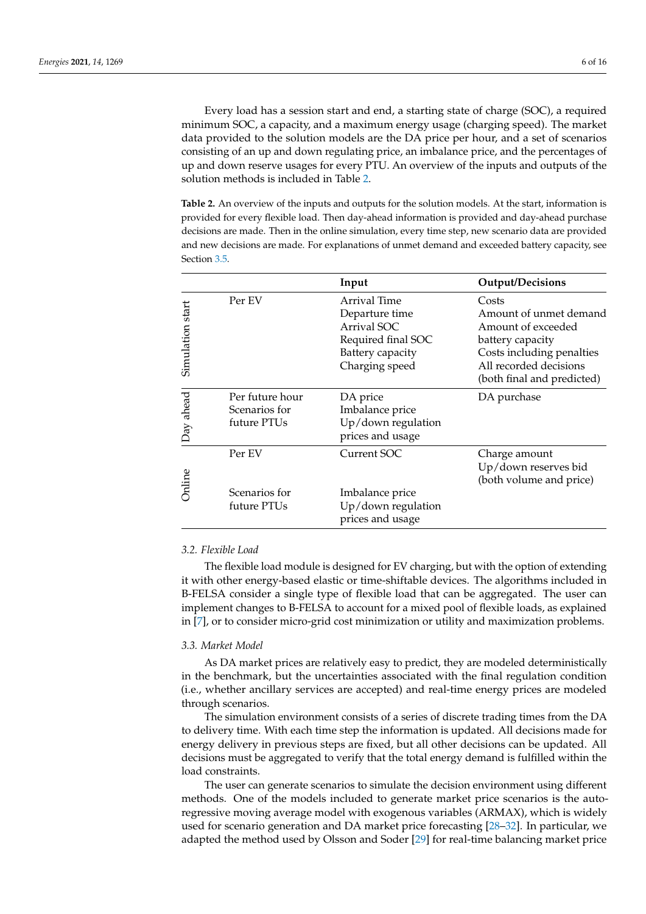Every load has a session start and end, a starting state of charge (SOC), a required minimum SOC, a capacity, and a maximum energy usage (charging speed). The market data provided to the solution models are the DA price per hour, and a set of scenarios consisting of an up and down regulating price, an imbalance price, and the percentages of up and down reserve usages for every PTU. An overview of the inputs and outputs of the solution methods is included in Table 2.

**Table 2.** An overview of the inputs and outputs for the solution models. At the start, information is provided for every flexible load. Then day-ahead information is provided and day-ahead purchase decisions are made. Then in the online simulation, every time step, new scenario data are provided and new decisions are made. For explanations of unmet demand and exceeded battery capacity, see Section 3.5.

| | | Input | Output/Decisions |
|---|---|---|---|
| Simulation start | Per EV | Arrival Time<br>Departure time<br>Arrival SOC<br>Required final SOC<br>Battery capacity<br>Charging speed | Costs<br>Amount of unmet demand<br>Amount of exceeded battery capacity<br>Costs including penalties<br>All recorded decisions (both final and predicted) |
| Day ahead | Per future hour<br>Scenarios for future PTUs | DA price<br>Imbalance price<br>Up/down regulation prices and usage | DA purchase |
| Online | Per EV | Current SOC | Charge amount<br>Up/down reserves bid (both volume and price) |
| | Scenarios for future PTUs | Imbalance price<br>Up/down regulation prices and usage | |

### 3.2. Flexible Load

The flexible load module is designed for EV charging, but with the option of extending it with other energy-based elastic or time-shiftable devices. The algorithms included in B-FELSA consider a single type of flexible load that can be aggregated. The user can implement changes to B-FELSA to account for a mixed pool of flexible loads, as explained in [7], or to consider micro-grid cost minimization or utility and maximization problems.

### 3.3. Market Model

As DA market prices are relatively easy to predict, they are modeled deterministically in the benchmark, but the uncertainties associated with the final regulation condition (i.e., whether ancillary services are accepted) and real-time energy prices are modeled through scenarios.

The simulation environment consists of a series of discrete trading times from the DA to delivery time. With each time step the information is updated. All decisions made for energy delivery in previous steps are fixed, but all other decisions can be updated. All decisions must be aggregated to verify that the total energy demand is fulfilled within the load constraints.

The user can generate scenarios to simulate the decision environment using different methods. One of the models included to generate market price scenarios is the auto-regressive moving average model with exogenous variables (ARMAX), which is widely used for scenario generation and DA market price forecasting [28–32]. In particular, we adapted the method used by Olsson and Soder [29] for real-time balancing market price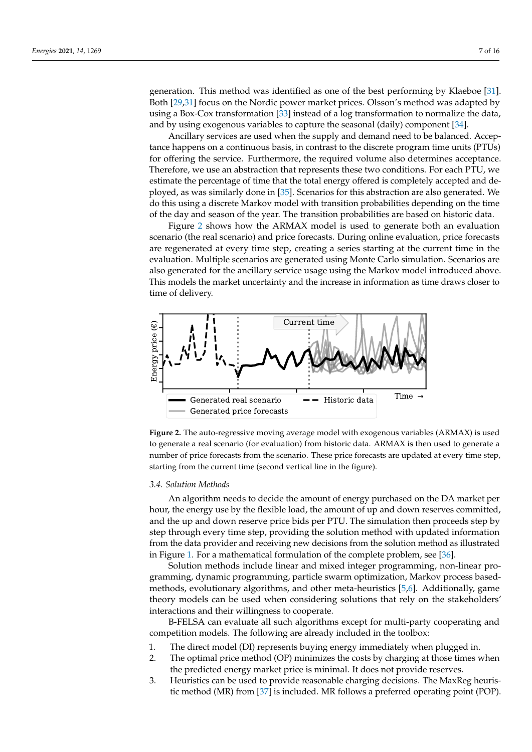generation. This method was identified as one of the best performing by Klaeboe [31]. Both [29,31] focus on the Nordic power market prices. Olsson's method was adapted by using a Box-Cox transformation [33] instead of a log transformation to normalize the data, and by using exogenous variables to capture the seasonal (daily) component [34].

Ancillary services are used when the supply and demand need to be balanced. Acceptance happens on a continuous basis, in contrast to the discrete program time units (PTUs) for offering the service. Furthermore, the required volume also determines acceptance. Therefore, we use an abstraction that represents these two conditions. For each PTU, we estimate the percentage of time that the total energy offered is completely accepted and deployed, as was similarly done in [35]. Scenarios for this abstraction are also generated. We do this using a discrete Markov model with transition probabilities depending on the time of the day and season of the year. The transition probabilities are based on historic data.

Figure 2 shows how the ARMAX model is used to generate both an evaluation scenario (the real scenario) and price forecasts. During online evaluation, price forecasts are regenerated at every time step, creating a series starting at the current time in the evaluation. Multiple scenarios are generated using Monte Carlo simulation. Scenarios are also generated for the ancillary service usage using the Markov model introduced above. This models the market uncertainty and the increase in information as time draws closer to time of delivery.

**Figure 2.** The auto-regressive moving average model with exogenous variables (ARMAX) is used to generate a real scenario (for evaluation) from historic data. ARMAX is then used to generate a number of price forecasts from the scenario. These price forecasts are updated at every time step, starting from the current time (second vertical line in the figure).

### 3.4. Solution Methods

An algorithm needs to decide the amount of energy purchased on the DA market per hour, the energy use by the flexible load, the amount of up and down reserves committed, and the up and down reserve price bids per PTU. The simulation then proceeds step by step through every time step, providing the solution method with updated information from the data provider and receiving new decisions from the solution method as illustrated in Figure 1. For a mathematical formulation of the complete problem, see [36].

Solution methods include linear and mixed integer programming, non-linear programming, dynamic programming, particle swarm optimization, Markov process based-methods, evolutionary algorithms, and other meta-heuristics [5,6]. Additionally, game theory models can be used when considering solutions that rely on the stakeholders' interactions and their willingness to cooperate.

B-FELSA can evaluate all such algorithms except for multi-party cooperating and competition models. The following are already included in the toolbox:

1. The direct model (DI) represents buying energy immediately when plugged in.
2. The optimal price method (OP) minimizes the costs by charging at those times when the predicted energy market price is minimal. It does not provide reserves.
3. Heuristics can be used to provide reasonable charging decisions. The MaxReg heuristic method (MR) from [37] is included. MR follows a preferred operating point (POP).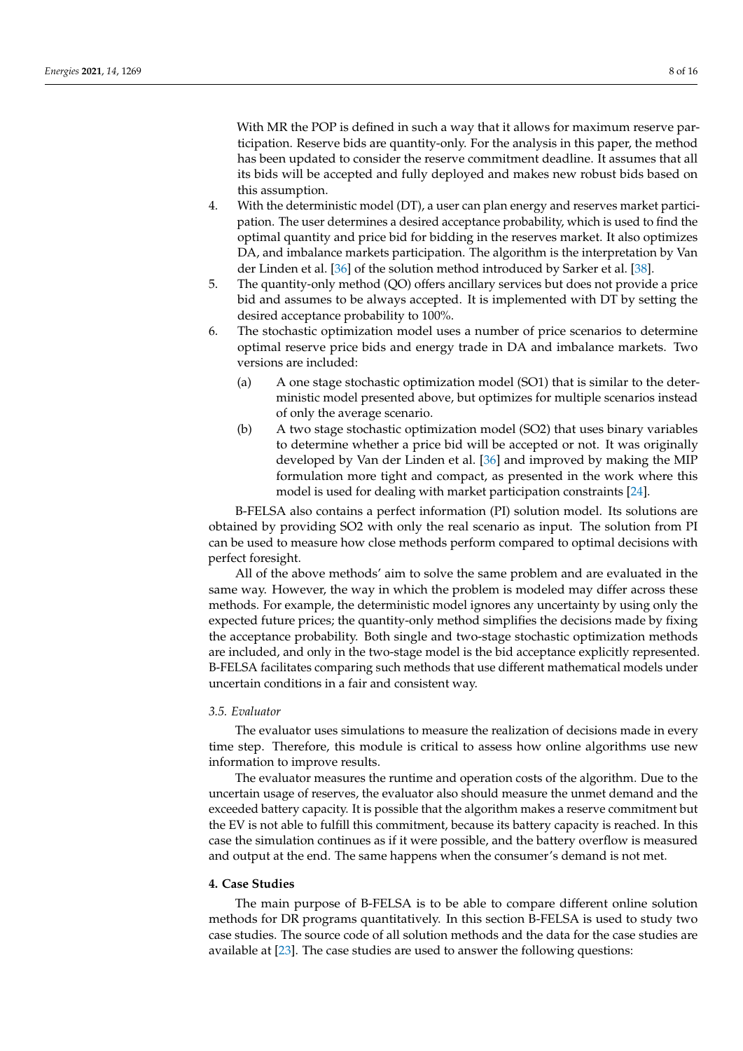With MR the POP is defined in such a way that it allows for maximum reserve participation. Reserve bids are quantity-only. For the analysis in this paper, the method has been updated to consider the reserve commitment deadline. It assumes that all its bids will be accepted and fully deployed and makes new robust bids based on this assumption.

4. With the deterministic model (DT), a user can plan energy and reserves market participation. The user determines a desired acceptance probability, which is used to find the optimal quantity and price bid for bidding in the reserves market. It also optimizes DA, and imbalance markets participation. The algorithm is the interpretation by Van der Linden et al. [36] of the solution method introduced by Sarker et al. [38].
5. The quantity-only method (QO) offers ancillary services but does not provide a price bid and assumes to be always accepted. It is implemented with DT by setting the desired acceptance probability to 100%.
6. The stochastic optimization model uses a number of price scenarios to determine optimal reserve price bids and energy trade in DA and imbalance markets. Two versions are included:
    (a) A one stage stochastic optimization model (SO1) that is similar to the deterministic model presented above, but optimizes for multiple scenarios instead of only the average scenario.
    (b) A two stage stochastic optimization model (SO2) that uses binary variables to determine whether a price bid will be accepted or not. It was originally developed by Van der Linden et al. [36] and improved by making the MIP formulation more tight and compact, as presented in the work where this model is used for dealing with market participation constraints [24].

B-FELSA also contains a perfect information (PI) solution model. Its solutions are obtained by providing SO2 with only the real scenario as input. The solution from PI can be used to measure how close methods perform compared to optimal decisions with perfect foresight.

All of the above methods' aim to solve the same problem and are evaluated in the same way. However, the way in which the problem is modeled may differ across these methods. For example, the deterministic model ignores any uncertainty by using only the expected future prices; the quantity-only method simplifies the decisions made by fixing the acceptance probability. Both single and two-stage stochastic optimization methods are included, and only in the two-stage model is the bid acceptance explicitly represented. B-FELSA facilitates comparing such methods that use different mathematical models under uncertain conditions in a fair and consistent way.

### 3.5. Evaluator

The evaluator uses simulations to measure the realization of decisions made in every time step. Therefore, this module is critical to assess how online algorithms use new information to improve results.

The evaluator measures the runtime and operation costs of the algorithm. Due to the uncertain usage of reserves, the evaluator also should measure the unmet demand and the exceeded battery capacity. It is possible that the algorithm makes a reserve commitment but the EV is not able to fulfill this commitment, because its battery capacity is reached. In this case the simulation continues as if it were possible, and the battery overflow is measured and output at the end. The same happens when the consumer's demand is not met.

## 4. Case Studies

The main purpose of B-FELSA is to be able to compare different online solution methods for DR programs quantitatively. In this section B-FELSA is used to study two case studies. The source code of all solution methods and the data for the case studies are available at [23]. The case studies are used to answer the following questions: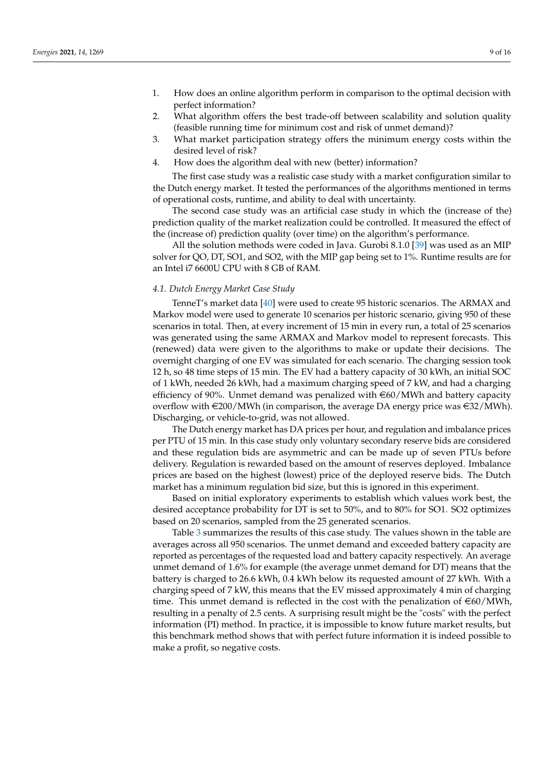1. How does an online algorithm perform in comparison to the optimal decision with perfect information?
2. What algorithm offers the best trade-off between scalability and solution quality (feasible running time for minimum cost and risk of unmet demand)?
3. What market participation strategy offers the minimum energy costs within the desired level of risk?
4. How does the algorithm deal with new (better) information?

The first case study was a realistic case study with a market configuration similar to the Dutch energy market. It tested the performances of the algorithms mentioned in terms of operational costs, runtime, and ability to deal with uncertainty.

The second case study was an artificial case study in which the (increase of the) prediction quality of the market realization could be controlled. It measured the effect of the (increase of) prediction quality (over time) on the algorithm's performance.

All the solution methods were coded in Java. Gurobi 8.1.0 [39] was used as an MIP solver for QO, DT, SO1, and SO2, with the MIP gap being set to 1%. Runtime results are for an Intel i7 6600U CPU with 8 GB of RAM.

### *4.1. Dutch Energy Market Case Study*

TenneT's market data [40] were used to create 95 historic scenarios. The ARMAX and Markov model were used to generate 10 scenarios per historic scenario, giving 950 of these scenarios in total. Then, at every increment of 15 min in every run, a total of 25 scenarios was generated using the same ARMAX and Markov model to represent forecasts. This (renewed) data were given to the algorithms to make or update their decisions. The overnight charging of one EV was simulated for each scenario. The charging session took 12 h, so 48 time steps of 15 min. The EV had a battery capacity of 30 kWh, an initial SOC of 1 kWh, needed 26 kWh, had a maximum charging speed of 7 kW, and had a charging efficiency of 90%. Unmet demand was penalized with €60/MWh and battery capacity overflow with €200/MWh (in comparison, the average DA energy price was €32/MWh). Discharging, or vehicle-to-grid, was not allowed.

The Dutch energy market has DA prices per hour, and regulation and imbalance prices per PTU of 15 min. In this case study only voluntary secondary reserve bids are considered and these regulation bids are asymmetric and can be made up of seven PTUs before delivery. Regulation is rewarded based on the amount of reserves deployed. Imbalance prices are based on the highest (lowest) price of the deployed reserve bids. The Dutch market has a minimum regulation bid size, but this is ignored in this experiment.

Based on initial exploratory experiments to establish which values work best, the desired acceptance probability for DT is set to 50%, and to 80% for SO1. SO2 optimizes based on 20 scenarios, sampled from the 25 generated scenarios.

Table 3 summarizes the results of this case study. The values shown in the table are averages across all 950 scenarios. The unmet demand and exceeded battery capacity are reported as percentages of the requested load and battery capacity respectively. An average unmet demand of 1.6% for example (the average unmet demand for DT) means that the battery is charged to 26.6 kWh, 0.4 kWh below its requested amount of 27 kWh. With a charging speed of 7 kW, this means that the EV missed approximately 4 min of charging time. This unmet demand is reflected in the cost with the penalization of €60/MWh, resulting in a penalty of 2.5 cents. A surprising result might be the "costs" with the perfect information (PI) method. In practice, it is impossible to know future market results, but this benchmark method shows that with perfect future information it is indeed possible to make a profit, so negative costs.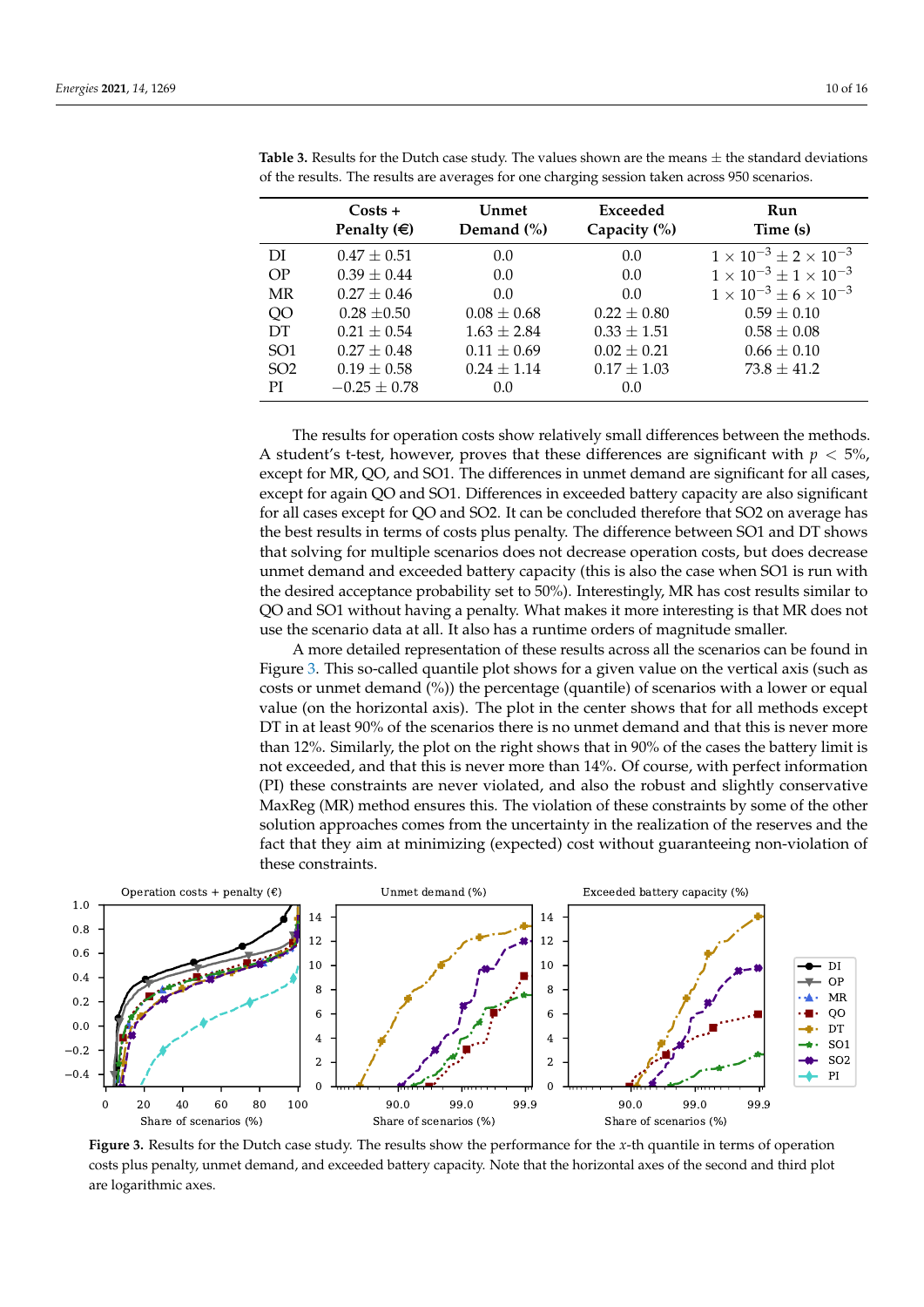**Table 3.** Results for the Dutch case study. The values shown are the means ± the standard deviations of the results. The results are averages for one charging session taken across 950 scenarios.

| | Costs + Penalty (€) | Unmet Demand (%) | Exceeded Capacity (%) | Run Time (s) |
|---|---|---|---|---|
| DI | 0.47 ± 0.51 | 0.0 | 0.0 | $1 \times 10^{-3} \pm 2 \times 10^{-3}$ |
| OP | 0.39 ± 0.44 | 0.0 | 0.0 | $1 \times 10^{-3} \pm 1 \times 10^{-3}$ |
| MR | 0.27 ± 0.46 | 0.0 | 0.0 | $1 \times 10^{-3} \pm 6 \times 10^{-3}$ |
| QO | 0.28 ±0.50 | 0.08 ± 0.68 | 0.22 ± 0.80 | 0.59 ± 0.10 |
| DT | 0.21 ± 0.54 | 1.63 ± 2.84 | 0.33 ± 1.51 | 0.58 ± 0.08 |
| SO1 | 0.27 ± 0.48 | 0.11 ± 0.69 | 0.02 ± 0.21 | 0.66 ± 0.10 |
| SO2 | 0.19 ± 0.58 | 0.24 ± 1.14 | 0.17 ± 1.03 | 73.8 ± 41.2 |
| PI | −0.25 ± 0.78 | 0.0 | 0.0 | |

The results for operation costs show relatively small differences between the methods. A student's t-test, however, proves that these differences are significant with $p < 5\%$, except for MR, QO, and SO1. The differences in unmet demand are significant for all cases, except for again QO and SO1. Differences in exceeded battery capacity are also significant for all cases except for QO and SO2. It can be concluded therefore that SO2 on average has the best results in terms of costs plus penalty. The difference between SO1 and DT shows that solving for multiple scenarios does not decrease operation costs, but does decrease unmet demand and exceeded battery capacity (this is also the case when SO1 is run with the desired acceptance probability set to 50%). Interestingly, MR has cost results similar to QO and SO1 without having a penalty. What makes it more interesting is that MR does not use the scenario data at all. It also has a runtime orders of magnitude smaller.

A more detailed representation of these results across all the scenarios can be found in Figure 3. This so-called quantile plot shows for a given value on the vertical axis (such as costs or unmet demand (%)) the percentage (quantile) of scenarios with a lower or equal value (on the horizontal axis). The plot in the center shows that for all methods except DT in at least 90% of the scenarios there is no unmet demand and that this is never more than 12%. Similarly, the plot on the right shows that in 90% of the cases the battery limit is not exceeded, and that this is never more than 14%. Of course, with perfect information (PI) these constraints are never violated, and also the robust and slightly conservative MaxReg (MR) method ensures this. The violation of these constraints by some of the other solution approaches comes from the uncertainty in the realization of the reserves and the fact that they aim at minimizing (expected) cost without guaranteeing non-violation of these constraints.

**Figure 3.** Results for the Dutch case study. The results show the performance for the $x$-th quantile in terms of operation costs plus penalty, unmet demand, and exceeded battery capacity. Note that the horizontal axes of the second and third plot are logarithmic axes.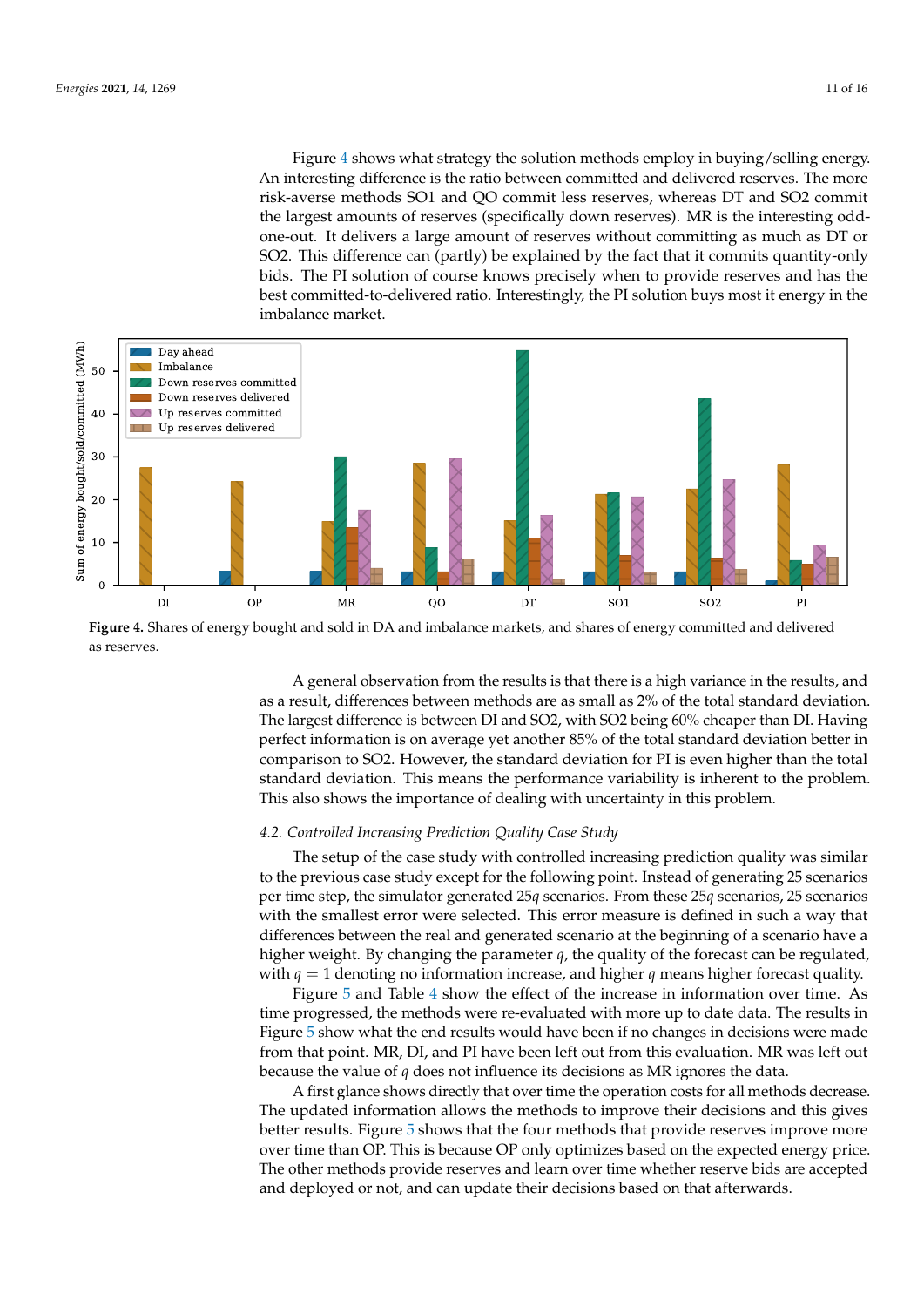Figure 4 shows what strategy the solution methods employ in buying/selling energy. An interesting difference is the ratio between committed and delivered reserves. The more risk-averse methods SO1 and QO commit less reserves, whereas DT and SO2 commit the largest amounts of reserves (specifically down reserves). MR is the interesting odd-one-out. It delivers a large amount of reserves without committing as much as DT or SO2. This difference can (partly) be explained by the fact that it commits quantity-only bids. The PI solution of course knows precisely when to provide reserves and has the best committed-to-delivered ratio. Interestingly, the PI solution buys most it energy in the imbalance market.

**Figure 4.** Shares of energy bought and sold in DA and imbalance markets, and shares of energy committed and delivered as reserves.

A general observation from the results is that there is a high variance in the results, and as a result, differences between methods are as small as 2% of the total standard deviation. The largest difference is between DI and SO2, with SO2 being 60% cheaper than DI. Having perfect information is on average yet another 85% of the total standard deviation better in comparison to SO2. However, the standard deviation for PI is even higher than the total standard deviation. This means the performance variability is inherent to the problem. This also shows the importance of dealing with uncertainty in this problem.

### *4.2. Controlled Increasing Prediction Quality Case Study*

The setup of the case study with controlled increasing prediction quality was similar to the previous case study except for the following point. Instead of generating 25 scenarios per time step, the simulator generated $25q$ scenarios. From these $25q$ scenarios, 25 scenarios with the smallest error were selected. This error measure is defined in such a way that differences between the real and generated scenario at the beginning of a scenario have a higher weight. By changing the parameter $q$, the quality of the forecast can be regulated, with $q = 1$ denoting no information increase, and higher $q$ means higher forecast quality.

Figure 5 and Table 4 show the effect of the increase in information over time. As time progressed, the methods were re-evaluated with more up to date data. The results in Figure 5 show what the end results would have been if no changes in decisions were made from that point. MR, DI, and PI have been left out from this evaluation. MR was left out because the value of $q$ does not influence its decisions as MR ignores the data.

A first glance shows directly that over time the operation costs for all methods decrease. The updated information allows the methods to improve their decisions and this gives better results. Figure 5 shows that the four methods that provide reserves improve more over time than OP. This is because OP only optimizes based on the expected energy price. The other methods provide reserves and learn over time whether reserve bids are accepted and deployed or not, and can update their decisions based on that afterwards.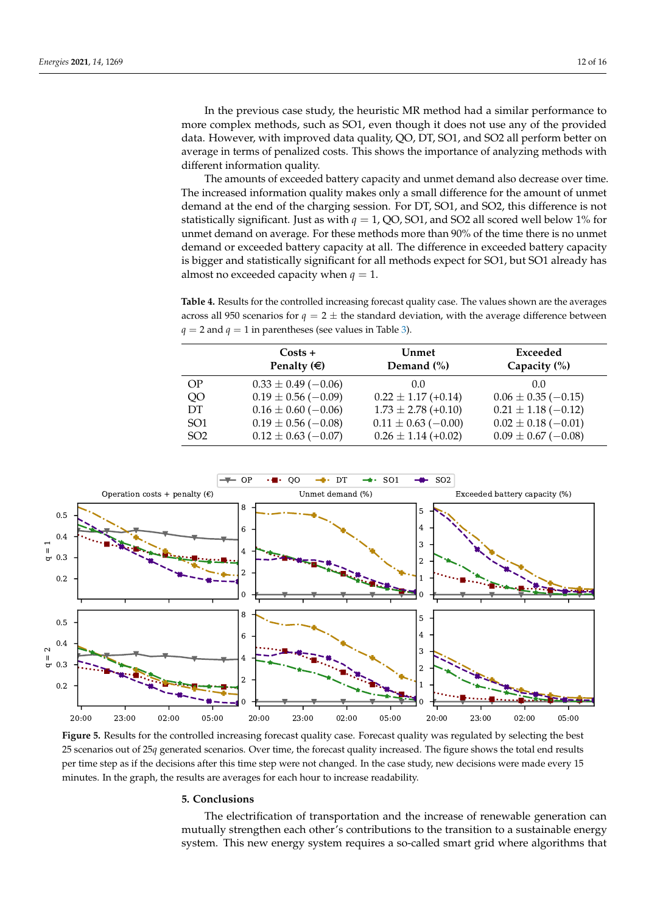In the previous case study, the heuristic MR method had a similar performance to more complex methods, such as SO1, even though it does not use any of the provided data. However, with improved data quality, QO, DT, SO1, and SO2 all perform better on average in terms of penalized costs. This shows the importance of analyzing methods with different information quality.

The amounts of exceeded battery capacity and unmet demand also decrease over time. The increased information quality makes only a small difference for the amount of unmet demand at the end of the charging session. For DT, SO1, and SO2, this difference is not statistically significant. Just as with $q = 1$, QO, SO1, and SO2 all scored well below 1% for unmet demand on average. For these methods more than 90% of the time there is no unmet demand or exceeded battery capacity at all. The difference in exceeded battery capacity is bigger and statistically significant for all methods expect for SO1, but SO1 already has almost no exceeded capacity when $q = 1$.

**Table 4.** Results for the controlled increasing forecast quality case. The values shown are the averages across all 950 scenarios for $q = 2 \pm$ the standard deviation, with the average difference between $q = 2$ and $q = 1$ in parentheses (see values in Table 3).

| | Costs + Penalty (€) | Unmet Demand (%) | Exceeded Capacity (%) |
|---|---|---|---|
| OP | $0.33 \pm 0.49$ ($-0.06$) | 0.0 | 0.0 |
| QO | $0.19 \pm 0.56$ ($-0.09$) | $0.22 \pm 1.17$ ($+0.14$) | $0.06 \pm 0.35$ ($-0.15$) |
| DT | $0.16 \pm 0.60$ ($-0.06$) | $1.73 \pm 2.78$ ($+0.10$) | $0.21 \pm 1.18$ ($-0.12$) |
| SO1 | $0.19 \pm 0.56$ ($-0.08$) | $0.11 \pm 0.63$ ($-0.00$) | $0.02 \pm 0.18$ ($-0.01$) |
| SO2 | $0.12 \pm 0.63$ ($-0.07$) | $0.26 \pm 1.14$ ($+0.02$) | $0.09 \pm 0.67$ ($-0.08$) |

**Figure 5.** Results for the controlled increasing forecast quality case. Forecast quality was regulated by selecting the best 25 scenarios out of $25q$ generated scenarios. Over time, the forecast quality increased. The figure shows the total end results per time step as if the decisions after this time step were not changed. In the case study, new decisions were made every 15 minutes. In the graph, the results are averages for each hour to increase readability.

## 5. Conclusions

The electrification of transportation and the increase of renewable generation can mutually strengthen each other's contributions to the transition to a sustainable energy system. This new energy system requires a so-called smart grid where algorithms that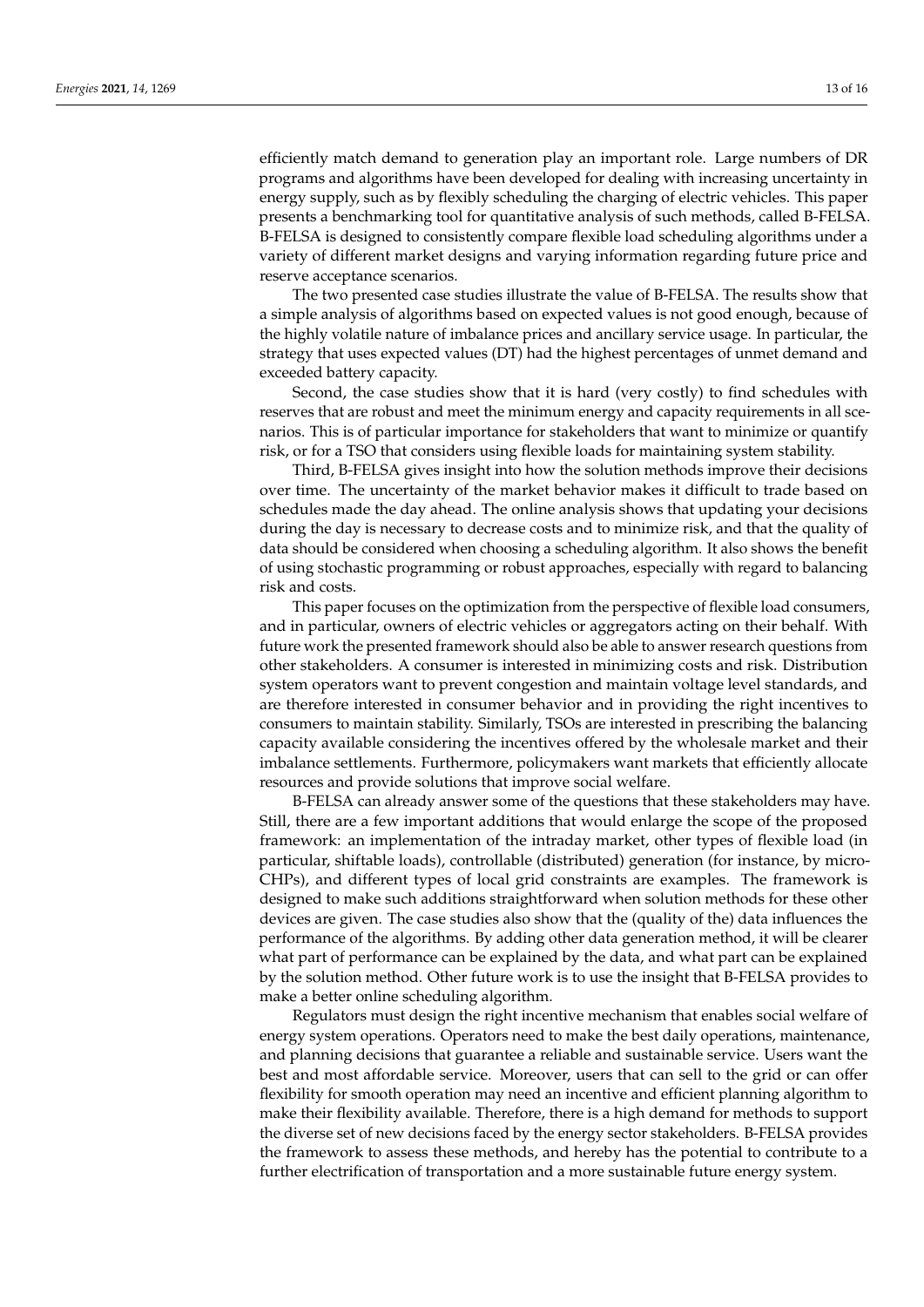efficiently match demand to generation play an important role. Large numbers of DR programs and algorithms have been developed for dealing with increasing uncertainty in energy supply, such as by flexibly scheduling the charging of electric vehicles. This paper presents a benchmarking tool for quantitative analysis of such methods, called B-FELSA. B-FELSA is designed to consistently compare flexible load scheduling algorithms under a variety of different market designs and varying information regarding future price and reserve acceptance scenarios.

The two presented case studies illustrate the value of B-FELSA. The results show that a simple analysis of algorithms based on expected values is not good enough, because of the highly volatile nature of imbalance prices and ancillary service usage. In particular, the strategy that uses expected values (DT) had the highest percentages of unmet demand and exceeded battery capacity.

Second, the case studies show that it is hard (very costly) to find schedules with reserves that are robust and meet the minimum energy and capacity requirements in all scenarios. This is of particular importance for stakeholders that want to minimize or quantify risk, or for a TSO that considers using flexible loads for maintaining system stability.

Third, B-FELSA gives insight into how the solution methods improve their decisions over time. The uncertainty of the market behavior makes it difficult to trade based on schedules made the day ahead. The online analysis shows that updating your decisions during the day is necessary to decrease costs and to minimize risk, and that the quality of data should be considered when choosing a scheduling algorithm. It also shows the benefit of using stochastic programming or robust approaches, especially with regard to balancing risk and costs.

This paper focuses on the optimization from the perspective of flexible load consumers, and in particular, owners of electric vehicles or aggregators acting on their behalf. With future work the presented framework should also be able to answer research questions from other stakeholders. A consumer is interested in minimizing costs and risk. Distribution system operators want to prevent congestion and maintain voltage level standards, and are therefore interested in consumer behavior and in providing the right incentives to consumers to maintain stability. Similarly, TSOs are interested in prescribing the balancing capacity available considering the incentives offered by the wholesale market and their imbalance settlements. Furthermore, policymakers want markets that efficiently allocate resources and provide solutions that improve social welfare.

B-FELSA can already answer some of the questions that these stakeholders may have. Still, there are a few important additions that would enlarge the scope of the proposed framework: an implementation of the intraday market, other types of flexible load (in particular, shiftable loads), controllable (distributed) generation (for instance, by micro-CHPs), and different types of local grid constraints are examples. The framework is designed to make such additions straightforward when solution methods for these other devices are given. The case studies also show that the (quality of the) data influences the performance of the algorithms. By adding other data generation method, it will be clearer what part of performance can be explained by the data, and what part can be explained by the solution method. Other future work is to use the insight that B-FELSA provides to make a better online scheduling algorithm.

Regulators must design the right incentive mechanism that enables social welfare of energy system operations. Operators need to make the best daily operations, maintenance, and planning decisions that guarantee a reliable and sustainable service. Users want the best and most affordable service. Moreover, users that can sell to the grid or can offer flexibility for smooth operation may need an incentive and efficient planning algorithm to make their flexibility available. Therefore, there is a high demand for methods to support the diverse set of new decisions faced by the energy sector stakeholders. B-FELSA provides the framework to assess these methods, and hereby has the potential to contribute to a further electrification of transportation and a more sustainable future energy system.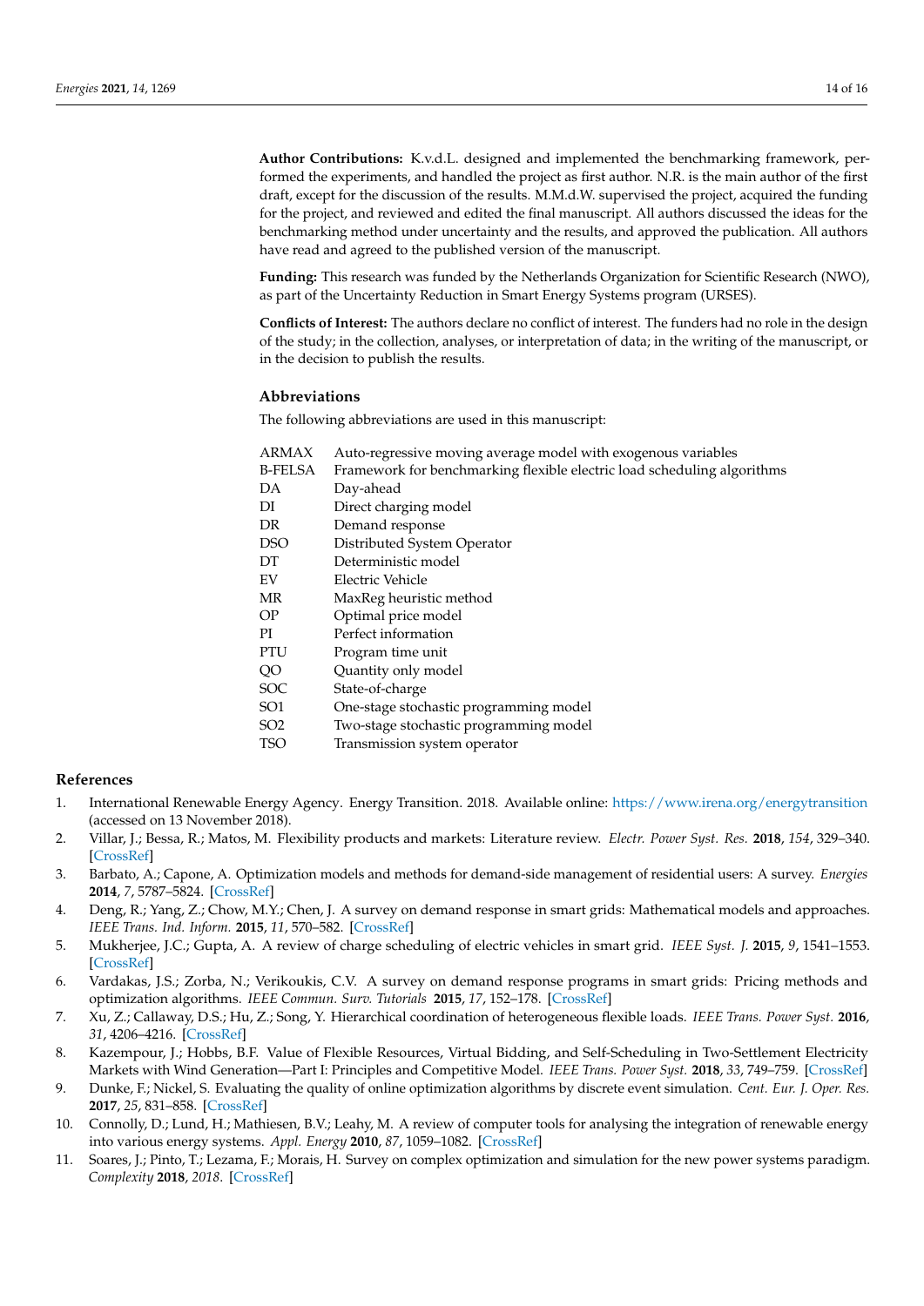**Author Contributions:** K.v.d.L. designed and implemented the benchmarking framework, performed the experiments, and handled the project as first author. N.R. is the main author of the first draft, except for the discussion of the results. M.M.d.W. supervised the project, acquired the funding for the project, and reviewed and edited the final manuscript. All authors discussed the ideas for the benchmarking method under uncertainty and the results, and approved the publication. All authors have read and agreed to the published version of the manuscript.

**Funding:** This research was funded by the Netherlands Organization for Scientific Research (NWO), as part of the Uncertainty Reduction in Smart Energy Systems program (URSES).

**Conflicts of Interest:** The authors declare no conflict of interest. The funders had no role in the design of the study; in the collection, analyses, or interpretation of data; in the writing of the manuscript, or in the decision to publish the results.

## Abbreviations

The following abbreviations are used in this manuscript:

| | |
|---|---|
| ARMAX | Auto-regressive moving average model with exogenous variables |
| B-FELSA | Framework for benchmarking flexible electric load scheduling algorithms |
| DA | Day-ahead |
| DI | Direct charging model |
| DR | Demand response |
| DSO | Distributed System Operator |
| DT | Deterministic model |
| EV | Electric Vehicle |
| MR | MaxReg heuristic method |
| OP | Optimal price model |
| PI | Perfect information |
| PTU | Program time unit |
| QO | Quantity only model |
| SOC | State-of-charge |
| SO1 | One-stage stochastic programming model |
| SO2 | Two-stage stochastic programming model |
| TSO | Transmission system operator |

## References

1. International Renewable Energy Agency. Energy Transition. 2018. Available online: https://www.irena.org/energytransition (accessed on 13 November 2018).
2. Villar, J.; Bessa, R.; Matos, M. Flexibility products and markets: Literature review. *Electr. Power Syst. Res.* **2018**, *154*, 329–340. [CrossRef]
3. Barbato, A.; Capone, A. Optimization models and methods for demand-side management of residential users: A survey. *Energies* **2014**, *7*, 5787–5824. [CrossRef]
4. Deng, R.; Yang, Z.; Chow, M.Y.; Chen, J. A survey on demand response in smart grids: Mathematical models and approaches. *IEEE Trans. Ind. Inform.* **2015**, *11*, 570–582. [CrossRef]
5. Mukherjee, J.C.; Gupta, A. A review of charge scheduling of electric vehicles in smart grid. *IEEE Syst. J.* **2015**, *9*, 1541–1553. [CrossRef]
6. Vardakas, J.S.; Zorba, N.; Verikoukis, C.V. A survey on demand response programs in smart grids: Pricing methods and optimization algorithms. *IEEE Commun. Surv. Tutorials* **2015**, *17*, 152–178. [CrossRef]
7. Xu, Z.; Callaway, D.S.; Hu, Z.; Song, Y. Hierarchical coordination of heterogeneous flexible loads. *IEEE Trans. Power Syst.* **2016**, *31*, 4206–4216. [CrossRef]
8. Kazempour, J.; Hobbs, B.F. Value of Flexible Resources, Virtual Bidding, and Self-Scheduling in Two-Settlement Electricity Markets with Wind Generation—Part I: Principles and Competitive Model. *IEEE Trans. Power Syst.* **2018**, *33*, 749–759. [CrossRef]
9. Dunke, F.; Nickel, S. Evaluating the quality of online optimization algorithms by discrete event simulation. *Cent. Eur. J. Oper. Res.* **2017**, *25*, 831–858. [CrossRef]
10. Connolly, D.; Lund, H.; Mathiesen, B.V.; Leahy, M. A review of computer tools for analysing the integration of renewable energy into various energy systems. *Appl. Energy* **2010**, *87*, 1059–1082. [CrossRef]
11. Soares, J.; Pinto, T.; Lezama, F.; Morais, H. Survey on complex optimization and simulation for the new power systems paradigm. *Complexity* **2018**, *2018*. [CrossRef]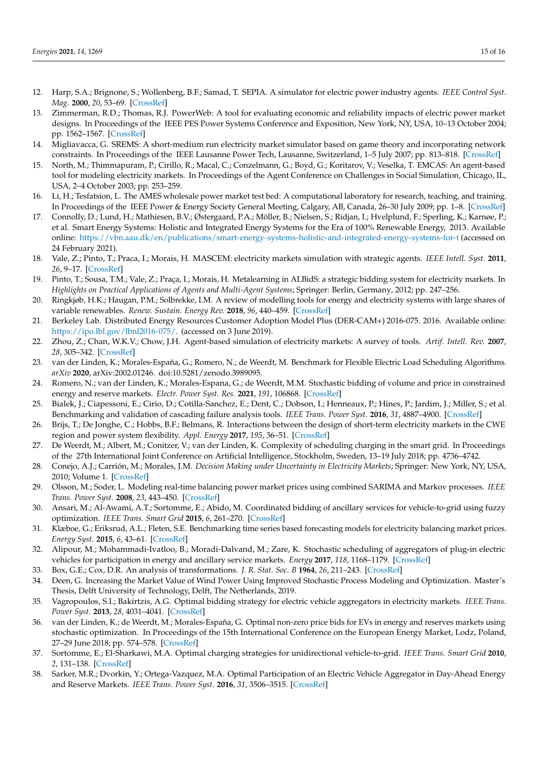12. Harp, S.A.; Brignone, S.; Wollenberg, B.F.; Samad, T. SEPIA. A simulator for electric power industry agents. *IEEE Control Syst. Mag.* **2000**, *20*, 53–69. [CrossRef]
13. Zimmerman, R.D.; Thomas, R.J. PowerWeb: A tool for evaluating economic and reliability impacts of electric power market designs. In Proceedings of the IEEE PES Power Systems Conference and Exposition, New York, NY, USA, 10–13 October 2004; pp. 1562–1567. [CrossRef]
14. Migliavacca, G. SREMS: A short-medium run electricity market simulator based on game theory and incorporating network constraints. In Proceedings of the IEEE Lausanne Power Tech, Lausanne, Switzerland, 1–5 July 2007; pp. 813–818. [CrossRef]
15. North, M.; Thimmapuram, P.; Cirillo, R.; Macal, C.; Conzelmann, G.; Boyd, G.; Koritarov, V.; Veselka, T. EMCAS: An agent-based tool for modeling electricity markets. In Proceedings of the Agent Conference on Challenges in Social Simulation, Chicago, IL, USA, 2–4 October 2003; pp. 253–259.
16. Li, H.; Tesfatsion, L. The AMES wholesale power market test bed: A computational laboratory for research, teaching, and training. In Proceedings of the IEEE Power & Energy Society General Meeting, Calgary, AB, Canada, 26–30 July 2009; pp. 1–8. [CrossRef]
17. Connolly, D.; Lund, H.; Mathiesen, B.V.; Østergaard, P.A.; Möller, B.; Nielsen, S.; Ridjan, I.; Hvelplund, F.; Sperling, K.; Karnøe, P.; et al. Smart Energy Systems: Holistic and Integrated Energy Systems for the Era of 100% Renewable Energy, 2013. Available online: https://vbn.aau.dk/en/publications/smart-energy-systems-holistic-and-integrated-energy-systems-for-t (accessed on 24 February 2021).
18. Vale, Z.; Pinto, T.; Praca, I.; Morais, H. MASCEM: electricity markets simulation with strategic agents. *IEEE Intell. Syst.* **2011**, *26*, 9–17. [CrossRef]
19. Pinto, T.; Sousa, T.M.; Vale, Z.; Praça, I.; Morais, H. Metalearning in ALBidS: a strategic bidding system for electricity markets. In *Highlights on Practical Applications of Agents and Multi-Agent Systems*; Springer: Berlin, Germany, 2012; pp. 247–256.
20. Ringkjøb, H.K.; Haugan, P.M.; Solbrekke, I.M. A review of modelling tools for energy and electricity systems with large shares of variable renewables. *Renew. Sustain. Energy Rev.* **2018**, *96*, 440–459. [CrossRef]
21. Berkeley Lab. Distributed Energy Resources Customer Adoption Model Plus (DER-CAM+) 2016-075. 2016. Available online: https://ipo.lbl.gov/lbnl2016-075/. (accessed on 3 June 2019).
22. Zhou, Z.; Chan, W.K.V.; Chow, J.H. Agent-based simulation of electricity markets: A survey of tools. *Artif. Intell. Rev.* **2007**, *28*, 305–342. [CrossRef]
23. van der Linden, K.; Morales-España, G.; Romero, N.; de Weerdt, M. Benchmark for Flexible Electric Load Scheduling Algorithms. *arXiv* **2020**, arXiv:2002.01246. doi:10.5281/zenodo.3989095.
24. Romero, N.; van der Linden, K.; Morales-Espana, G.; de Weerdt, M.M. Stochastic bidding of volume and price in constrained energy and reserve markets. *Electr. Power Syst. Res.* **2021**, *191*, 106868. [CrossRef]
25. Bialek, J.; Ciapessoni, E.; Cirio, D.; Cotilla-Sanchez, E.; Dent, C.; Dobson, I.; Henneaux, P.; Hines, P.; Jardim, J.; Miller, S.; et al. Benchmarking and validation of cascading failure analysis tools. *IEEE Trans. Power Syst.* **2016**, *31*, 4887–4900. [CrossRef]
26. Brijs, T.; De Jonghe, C.; Hobbs, B.F.; Belmans, R. Interactions between the design of short-term electricity markets in the CWE region and power system flexibility. *Appl. Energy* **2017**, *195*, 36–51. [CrossRef]
27. De Weerdt, M.; Albert, M.; Conitzer, V.; van der Linden, K. Complexity of scheduling charging in the smart grid. In Proceedings of the 27th International Joint Conference on Artificial Intelligence, Stockholm, Sweden, 13–19 July 2018; pp. 4736–4742.
28. Conejo, A.J.; Carrión, M.; Morales, J.M. *Decision Making under Uncertainty in Electricity Markets*; Springer: New York, NY, USA, 2010; Volume 1. [CrossRef]
29. Olsson, M.; Soder, L. Modeling real-time balancing power market prices using combined SARIMA and Markov processes. *IEEE Trans. Power Syst.* **2008**, *23*, 443–450. [CrossRef]
30. Ansari, M.; Al-Awami, A.T.; Sortomme, E.; Abido, M. Coordinated bidding of ancillary services for vehicle-to-grid using fuzzy optimization. *IEEE Trans. Smart Grid* **2015**, *6*, 261–270. [CrossRef]
31. Klæboe, G.; Eriksrud, A.L.; Fleten, S.E. Benchmarking time series based forecasting models for electricity balancing market prices. *Energy Syst.* **2015**, *6*, 43–61. [CrossRef]
32. Alipour, M.; Mohammadi-Ivatloo, B.; Moradi-Dalvand, M.; Zare, K. Stochastic scheduling of aggregators of plug-in electric vehicles for participation in energy and ancillary service markets. *Energy* **2017**, *118*, 1168–1179. [CrossRef]
33. Box, G.E.; Cox, D.R. An analysis of transformations. *J. R. Stat. Soc. B* **1964**, *26*, 211–243. [CrossRef]
34. Deen, G. Increasing the Market Value of Wind Power Using Improved Stochastic Process Modeling and Optimization. Master's Thesis, Delft University of Technology, Delft, The Netherlands, 2019.
35. Vagropoulos, S.I.; Bakirtzis, A.G. Optimal bidding strategy for electric vehicle aggregators in electricity markets. *IEEE Trans. Power Syst.* **2013**, *28*, 4031–4041. [CrossRef]
36. van der Linden, K.; de Weerdt, M.; Morales-España, G. Optimal non-zero price bids for EVs in energy and reserves markets using stochastic optimization. In Proceedings of the 15th International Conference on the European Energy Market, Lodz, Poland, 27–29 June 2018; pp. 574–578. [CrossRef]
37. Sortomme, E.; El-Sharkawi, M.A. Optimal charging strategies for unidirectional vehicle-to-grid. *IEEE Trans. Smart Grid* **2010**, *2*, 131–138. [CrossRef]
38. Sarker, M.R.; Dvorkin, Y.; Ortega-Vazquez, M.A. Optimal Participation of an Electric Vehicle Aggregator in Day-Ahead Energy and Reserve Markets. *IEEE Trans. Power Syst.* **2016**, *31*, 3506–3515. [CrossRef]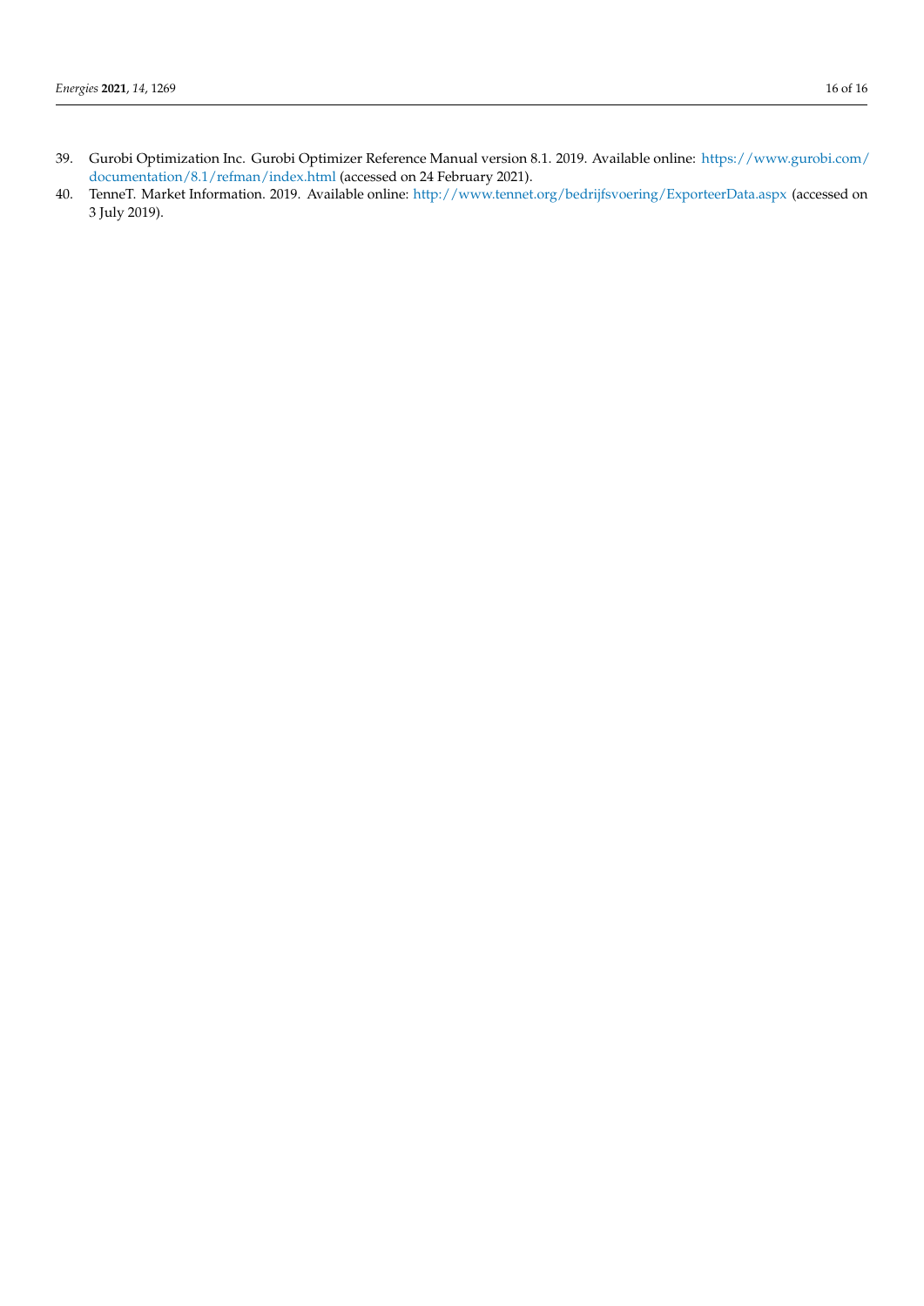39. Gurobi Optimization Inc. Gurobi Optimizer Reference Manual version 8.1. 2019. Available online: https://www.gurobi.com/documentation/8.1/refman/index.html (accessed on 24 February 2021).
40. TenneT. Market Information. 2019. Available online: http://www.tennet.org/bedrijfsvoering/ExporteerData.aspx (accessed on 3 July 2019).